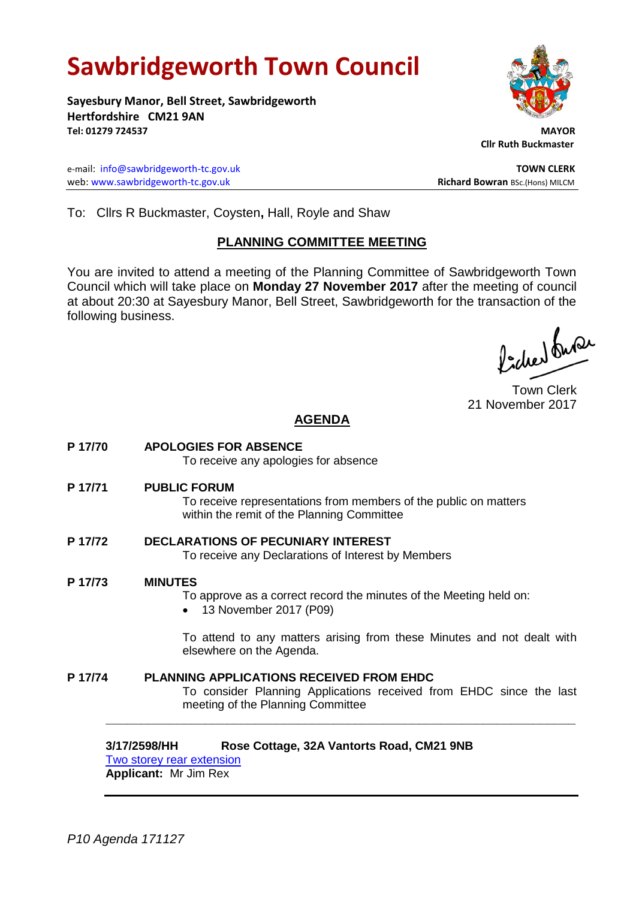# Sawbridgeworth Town Council

**Sayesbury Manor, Bell Street, Sawbridgeworth**
**Hertfordshire CM21 9AN**
**Tel: 01279 724537**

**MAYOR**
**Cllr Ruth Buckmaster**

e-mail: info@sawbridgeworth-tc.gov.uk
web: www.sawbridgeworth-tc.gov.uk

**TOWN CLERK**
**Richard Bowran** BSc.(Hons) MILCM

To: Cllrs R Buckmaster, Coysten**,** Hall, Royle and Shaw

## PLANNING COMMITTEE MEETING

You are invited to attend a meeting of the Planning Committee of Sawbridgeworth Town Council which will take place on **Monday 27 November 2017** after the meeting of council at about 20:30 at Sayesbury Manor, Bell Street, Sawbridgeworth for the transaction of the following business.

Town Clerk
21 November 2017

## AGENDA

**P 17/70 APOLOGIES FOR ABSENCE**
To receive any apologies for absence

**P 17/71 PUBLIC FORUM**
To receive representations from members of the public on matters within the remit of the Planning Committee

**P 17/72 DECLARATIONS OF PECUNIARY INTEREST**
To receive any Declarations of Interest by Members

**P 17/73 MINUTES**
To approve as a correct record the minutes of the Meeting held on:

- 13 November 2017 (P09)

To attend to any matters arising from these Minutes and not dealt with elsewhere on the Agenda.

**P 17/74 PLANNING APPLICATIONS RECEIVED FROM EHDC**
To consider Planning Applications received from EHDC since the last meeting of the Planning Committee

---

**3/17/2598/HH Rose Cottage, 32A Vantorts Road, CM21 9NB**
Two storey rear extension
**Applicant:** Mr Jim Rex

---

*P10 Agenda 171127*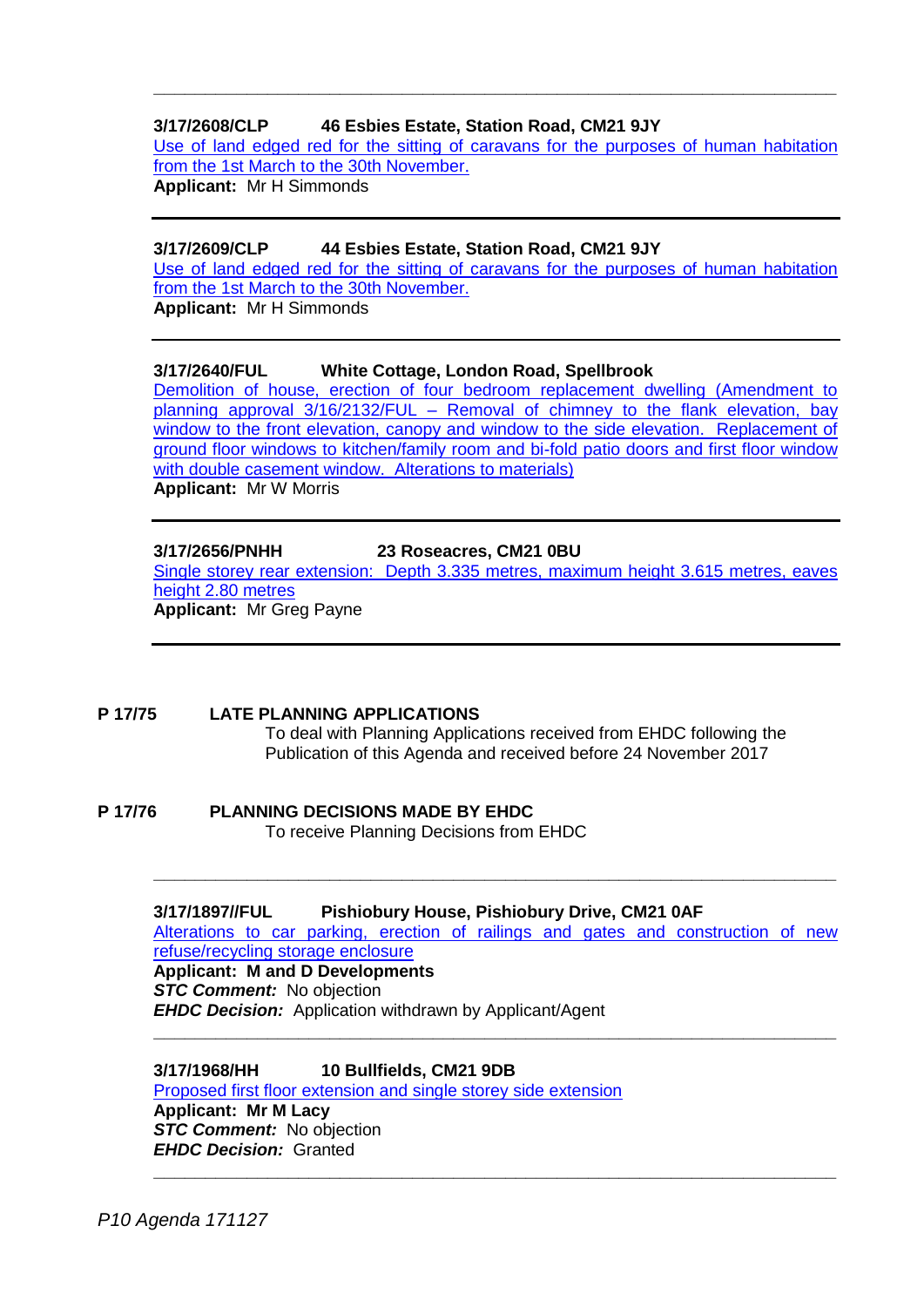---

**3/17/2608/CLP  46 Esbies Estate, Station Road, CM21 9JY**

Use of land edged red for the sitting of caravans for the purposes of human habitation from the 1st March to the 30th November.

**Applicant:** Mr H Simmonds

---

**3/17/2609/CLP  44 Esbies Estate, Station Road, CM21 9JY**

Use of land edged red for the sitting of caravans for the purposes of human habitation from the 1st March to the 30th November.

**Applicant:** Mr H Simmonds

---

**3/17/2640/FUL  White Cottage, London Road, Spellbrook**

Demolition of house, erection of four bedroom replacement dwelling (Amendment to planning approval 3/16/2132/FUL – Removal of chimney to the flank elevation, bay window to the front elevation, canopy and window to the side elevation. Replacement of ground floor windows to kitchen/family room and bi-fold patio doors and first floor window with double casement window. Alterations to materials)

**Applicant:** Mr W Morris

---

**3/17/2656/PNHH  23 Roseacres, CM21 0BU**

Single storey rear extension: Depth 3.335 metres, maximum height 3.615 metres, eaves height 2.80 metres

**Applicant:** Mr Greg Payne

---

## P 17/75 LATE PLANNING APPLICATIONS

To deal with Planning Applications received from EHDC following the Publication of this Agenda and received before 24 November 2017

## P 17/76 PLANNING DECISIONS MADE BY EHDC

To receive Planning Decisions from EHDC

---

**3/17/1897//FUL  Pishiobury House, Pishiobury Drive, CM21 0AF**

Alterations to car parking, erection of railings and gates and construction of new refuse/recycling storage enclosure

**Applicant: M and D Developments**

***STC Comment:*** No objection

***EHDC Decision:*** Application withdrawn by Applicant/Agent

---

**3/17/1968/HH  10 Bullfields, CM21 9DB**

Proposed first floor extension and single storey side extension

**Applicant: Mr M Lacy**

***STC Comment:*** No objection

***EHDC Decision:*** Granted

---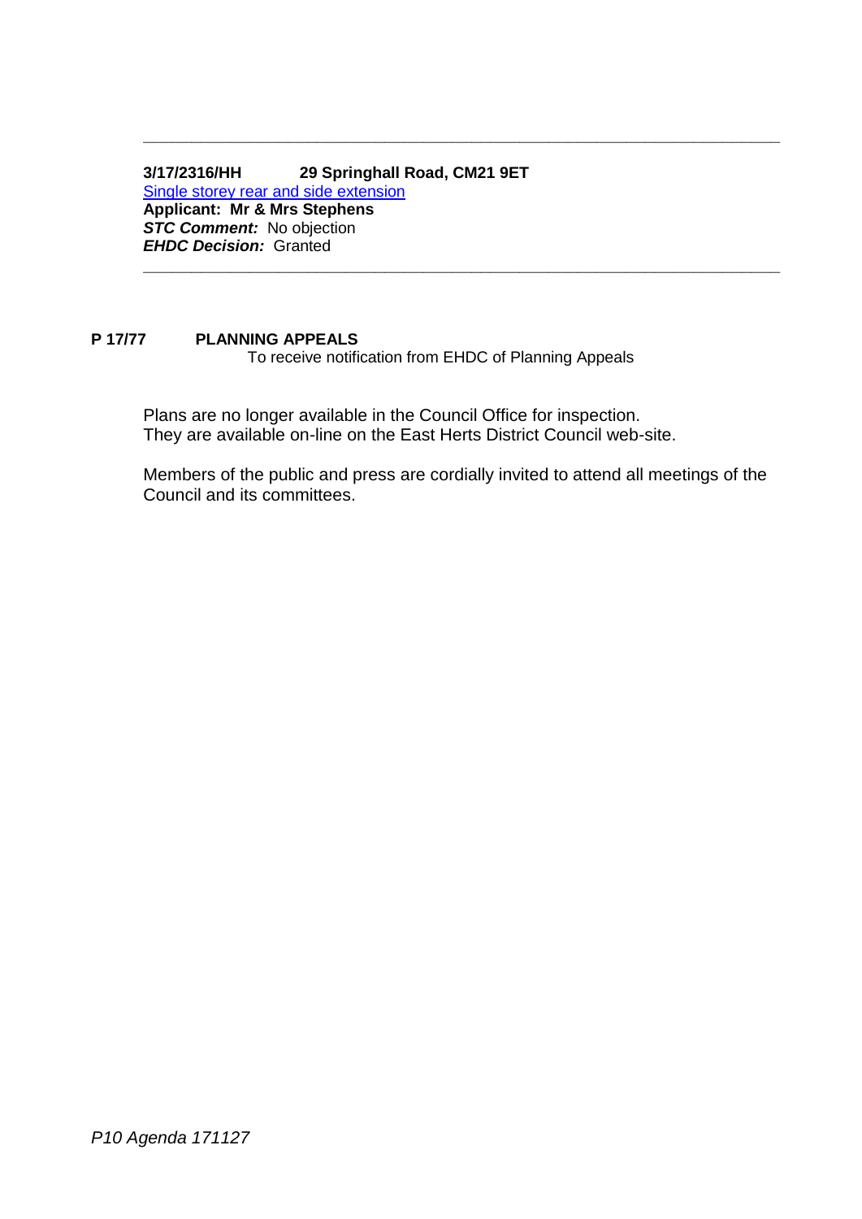---

**3/17/2316/HH 29 Springhall Road, CM21 9ET**
Single storey rear and side extension
**Applicant: Mr & Mrs Stephens**
***STC Comment:*** No objection
***EHDC Decision:*** Granted

---

**P 17/77 PLANNING APPEALS**
To receive notification from EHDC of Planning Appeals

Plans are no longer available in the Council Office for inspection.
They are available on-line on the East Herts District Council web-site.

Members of the public and press are cordially invited to attend all meetings of the Council and its committees.